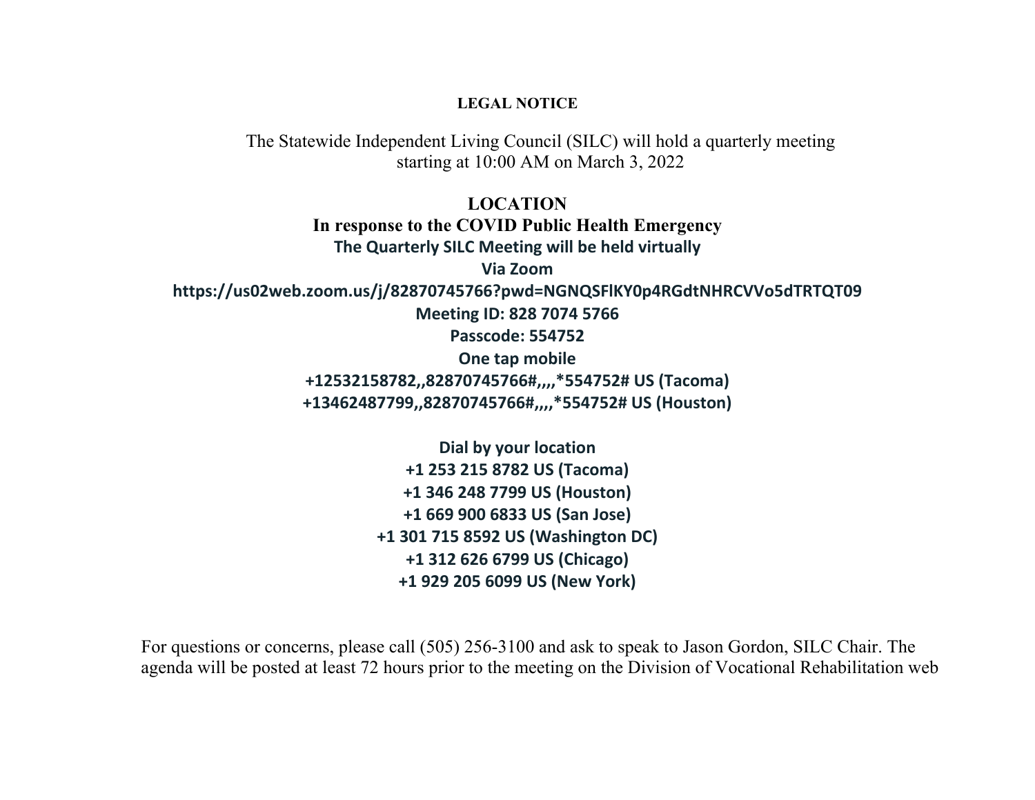**LEGAL NOTICE**

The Statewide Independent Living Council (SILC) will hold a quarterly meeting starting at 10:00 AM on March 3, 2022

**LOCATION**

**In response to the COVID Public Health Emergency**

**The Quarterly SILC Meeting will be held virtually**

**Via Zoom**

**https://us02web.zoom.us/j/82870745766?pwd=NGNQSFlKY0p4RGdtNHRCVVo5dTRTQT09**

**Meeting ID: 828 7074 5766**

**Passcode: 554752**

**One tap mobile**

**+12532158782,,82870745766#,,,,*554752# US (Tacoma)**

**+13462487799,,82870745766#,,,,*554752# US (Houston)**

**Dial by your location**

**+1 253 215 8782 US (Tacoma)**

**+1 346 248 7799 US (Houston)**

**+1 669 900 6833 US (San Jose)**

**+1 301 715 8592 US (Washington DC)**

**+1 312 626 6799 US (Chicago)**

**+1 929 205 6099 US (New York)**

For questions or concerns, please call (505) 256-3100 and ask to speak to Jason Gordon, SILC Chair. The agenda will be posted at least 72 hours prior to the meeting on the Division of Vocational Rehabilitation web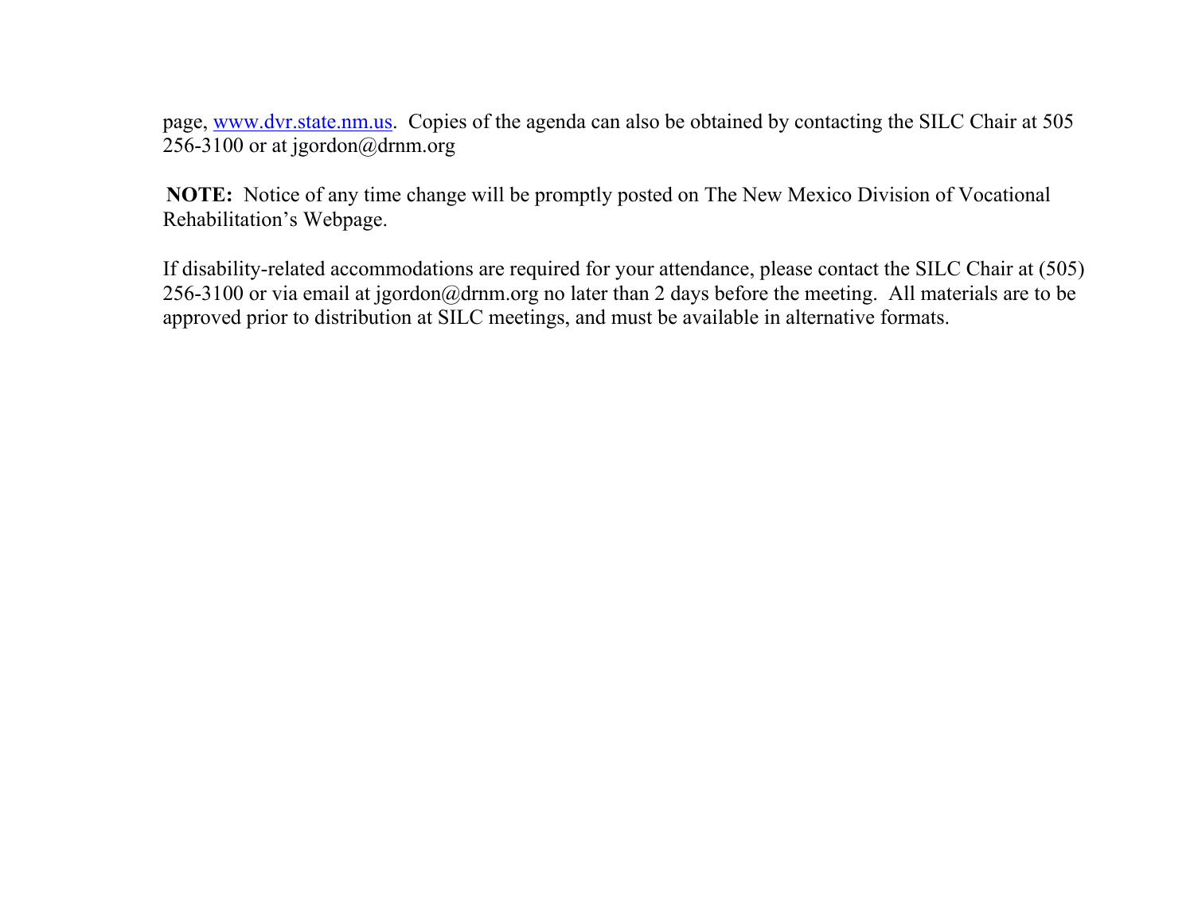page, www.dvr.state.nm.us. Copies of the agenda can also be obtained by contacting the SILC Chair at 505 256-3100 or at jgordon@drnm.org

**NOTE:** Notice of any time change will be promptly posted on The New Mexico Division of Vocational Rehabilitation's Webpage.

If disability-related accommodations are required for your attendance, please contact the SILC Chair at (505) 256-3100 or via email at jgordon@drnm.org no later than 2 days before the meeting. All materials are to be approved prior to distribution at SILC meetings, and must be available in alternative formats.